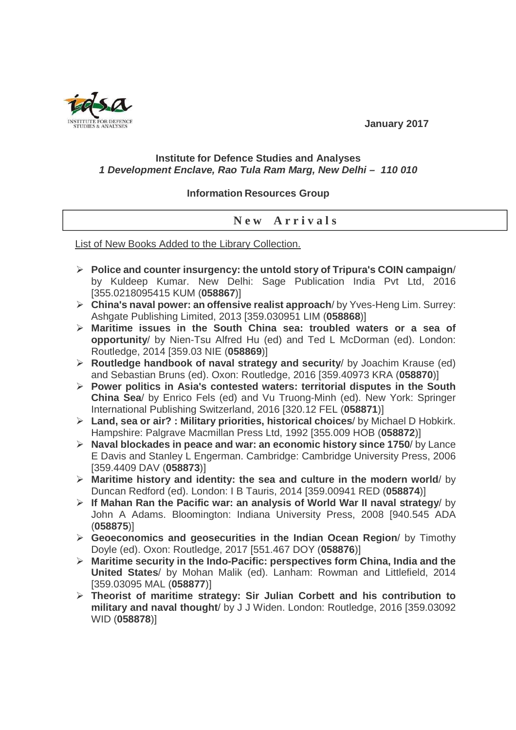January 2017

**Institute for Defence Studies and Analyses**
***1 Development Enclave, Rao Tula Ram Marg, New Delhi – 110 010***

**Information Resources Group**

## New Arrivals

List of New Books Added to the Library Collection.

- **Police and counter insurgency: the untold story of Tripura's COIN campaign**/ by Kuldeep Kumar. New Delhi: Sage Publication India Pvt Ltd, 2016 [355.0218095415 KUM (**058867**)]
- **China's naval power: an offensive realist approach**/ by Yves-Heng Lim. Surrey: Ashgate Publishing Limited, 2013 [359.030951 LIM (**058868**)]
- **Maritime issues in the South China sea: troubled waters or a sea of opportunity**/ by Nien-Tsu Alfred Hu (ed) and Ted L McDorman (ed). London: Routledge, 2014 [359.03 NIE (**058869**)]
- **Routledge handbook of naval strategy and security**/ by Joachim Krause (ed) and Sebastian Bruns (ed). Oxon: Routledge, 2016 [359.40973 KRA (**058870**)]
- **Power politics in Asia's contested waters: territorial disputes in the South China Sea**/ by Enrico Fels (ed) and Vu Truong-Minh (ed). New York: Springer International Publishing Switzerland, 2016 [320.12 FEL (**058871**)]
- **Land, sea or air? : Military priorities, historical choices**/ by Michael D Hobkirk. Hampshire: Palgrave Macmillan Press Ltd, 1992 [355.009 HOB (**058872**)]
- **Naval blockades in peace and war: an economic history since 1750**/ by Lance E Davis and Stanley L Engerman. Cambridge: Cambridge University Press, 2006 [359.4409 DAV (**058873**)]
- **Maritime history and identity: the sea and culture in the modern world**/ by Duncan Redford (ed). London: I B Tauris, 2014 [359.00941 RED (**058874**)]
- **If Mahan Ran the Pacific war: an analysis of World War II naval strategy**/ by John A Adams. Bloomington: Indiana University Press, 2008 [940.545 ADA (**058875**)]
- **Geoeconomics and geosecurities in the Indian Ocean Region**/ by Timothy Doyle (ed). Oxon: Routledge, 2017 [551.467 DOY (**058876**)]
- **Maritime security in the Indo-Pacific: perspectives form China, India and the United States**/ by Mohan Malik (ed). Lanham: Rowman and Littlefield, 2014 [359.03095 MAL (**058877**)]
- **Theorist of maritime strategy: Sir Julian Corbett and his contribution to military and naval thought**/ by J J Widen. London: Routledge, 2016 [359.03092 WID (**058878**)]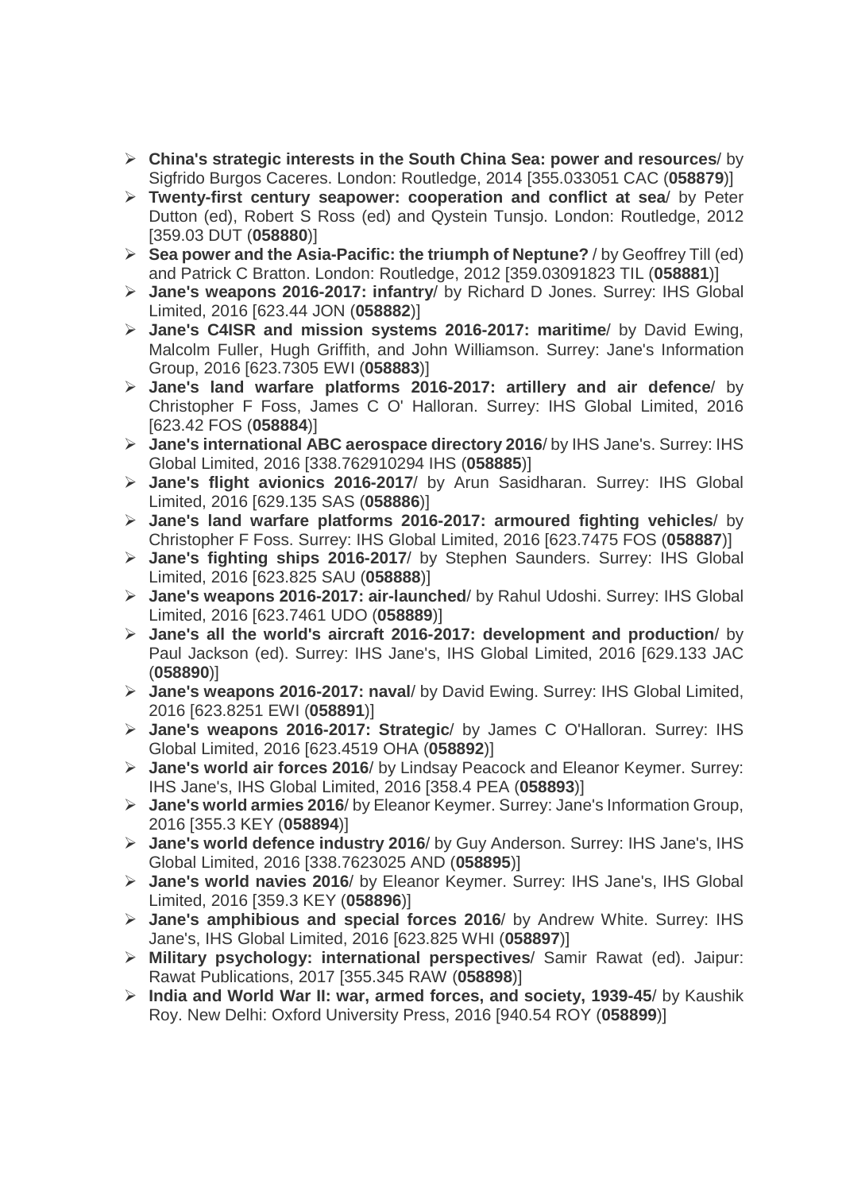- **China's strategic interests in the South China Sea: power and resources**/ by Sigfrido Burgos Caceres. London: Routledge, 2014 [355.033051 CAC (**058879**)]
- **Twenty-first century seapower: cooperation and conflict at sea**/ by Peter Dutton (ed), Robert S Ross (ed) and Qystein Tunsjo. London: Routledge, 2012 [359.03 DUT (**058880**)]
- **Sea power and the Asia-Pacific: the triumph of Neptune?** / by Geoffrey Till (ed) and Patrick C Bratton. London: Routledge, 2012 [359.03091823 TIL (**058881**)]
- **Jane's weapons 2016-2017: infantry**/ by Richard D Jones. Surrey: IHS Global Limited, 2016 [623.44 JON (**058882**)]
- **Jane's C4ISR and mission systems 2016-2017: maritime**/ by David Ewing, Malcolm Fuller, Hugh Griffith, and John Williamson. Surrey: Jane's Information Group, 2016 [623.7305 EWI (**058883**)]
- **Jane's land warfare platforms 2016-2017: artillery and air defence**/ by Christopher F Foss, James C O' Halloran. Surrey: IHS Global Limited, 2016 [623.42 FOS (**058884**)]
- **Jane's international ABC aerospace directory 2016**/ by IHS Jane's. Surrey: IHS Global Limited, 2016 [338.762910294 IHS (**058885**)]
- **Jane's flight avionics 2016-2017**/ by Arun Sasidharan. Surrey: IHS Global Limited, 2016 [629.135 SAS (**058886**)]
- **Jane's land warfare platforms 2016-2017: armoured fighting vehicles**/ by Christopher F Foss. Surrey: IHS Global Limited, 2016 [623.7475 FOS (**058887**)]
- **Jane's fighting ships 2016-2017**/ by Stephen Saunders. Surrey: IHS Global Limited, 2016 [623.825 SAU (**058888**)]
- **Jane's weapons 2016-2017: air-launched**/ by Rahul Udoshi. Surrey: IHS Global Limited, 2016 [623.7461 UDO (**058889**)]
- **Jane's all the world's aircraft 2016-2017: development and production**/ by Paul Jackson (ed). Surrey: IHS Jane's, IHS Global Limited, 2016 [629.133 JAC (**058890**)]
- **Jane's weapons 2016-2017: naval**/ by David Ewing. Surrey: IHS Global Limited, 2016 [623.8251 EWI (**058891**)]
- **Jane's weapons 2016-2017: Strategic**/ by James C O'Halloran. Surrey: IHS Global Limited, 2016 [623.4519 OHA (**058892**)]
- **Jane's world air forces 2016**/ by Lindsay Peacock and Eleanor Keymer. Surrey: IHS Jane's, IHS Global Limited, 2016 [358.4 PEA (**058893**)]
- **Jane's world armies 2016**/ by Eleanor Keymer. Surrey: Jane's Information Group, 2016 [355.3 KEY (**058894**)]
- **Jane's world defence industry 2016**/ by Guy Anderson. Surrey: IHS Jane's, IHS Global Limited, 2016 [338.7623025 AND (**058895**)]
- **Jane's world navies 2016**/ by Eleanor Keymer. Surrey: IHS Jane's, IHS Global Limited, 2016 [359.3 KEY (**058896**)]
- **Jane's amphibious and special forces 2016**/ by Andrew White. Surrey: IHS Jane's, IHS Global Limited, 2016 [623.825 WHI (**058897**)]
- **Military psychology: international perspectives**/ Samir Rawat (ed). Jaipur: Rawat Publications, 2017 [355.345 RAW (**058898**)]
- **India and World War II: war, armed forces, and society, 1939-45**/ by Kaushik Roy. New Delhi: Oxford University Press, 2016 [940.54 ROY (**058899**)]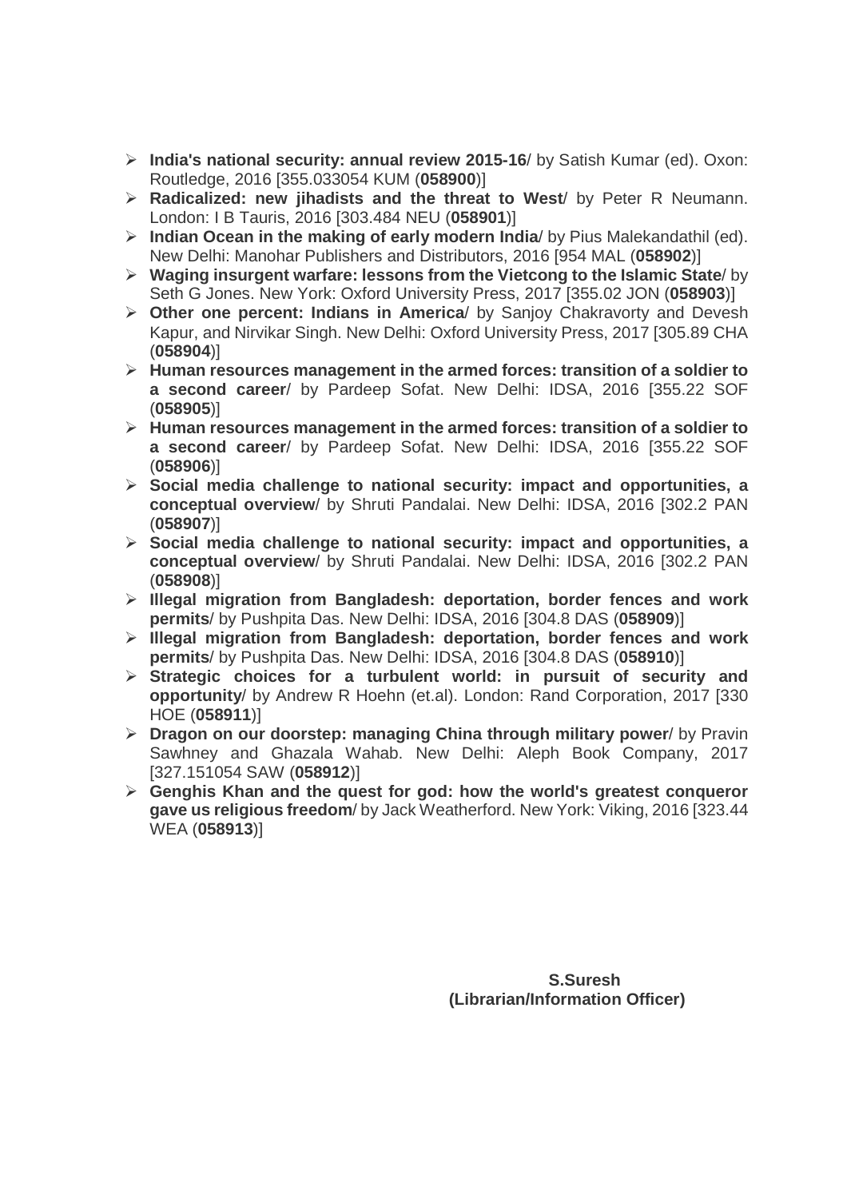- **India's national security: annual review 2015-16**/ by Satish Kumar (ed). Oxon: Routledge, 2016 [355.033054 KUM (**058900**)]
- **Radicalized: new jihadists and the threat to West**/ by Peter R Neumann. London: I B Tauris, 2016 [303.484 NEU (**058901**)]
- **Indian Ocean in the making of early modern India**/ by Pius Malekandathil (ed). New Delhi: Manohar Publishers and Distributors, 2016 [954 MAL (**058902**)]
- **Waging insurgent warfare: lessons from the Vietcong to the Islamic State**/ by Seth G Jones. New York: Oxford University Press, 2017 [355.02 JON (**058903**)]
- **Other one percent: Indians in America**/ by Sanjoy Chakravorty and Devesh Kapur, and Nirvikar Singh. New Delhi: Oxford University Press, 2017 [305.89 CHA (**058904**)]
- **Human resources management in the armed forces: transition of a soldier to a second career**/ by Pardeep Sofat. New Delhi: IDSA, 2016 [355.22 SOF (**058905**)]
- **Human resources management in the armed forces: transition of a soldier to a second career**/ by Pardeep Sofat. New Delhi: IDSA, 2016 [355.22 SOF (**058906**)]
- **Social media challenge to national security: impact and opportunities, a conceptual overview**/ by Shruti Pandalai. New Delhi: IDSA, 2016 [302.2 PAN (**058907**)]
- **Social media challenge to national security: impact and opportunities, a conceptual overview**/ by Shruti Pandalai. New Delhi: IDSA, 2016 [302.2 PAN (**058908**)]
- **Illegal migration from Bangladesh: deportation, border fences and work permits**/ by Pushpita Das. New Delhi: IDSA, 2016 [304.8 DAS (**058909**)]
- **Illegal migration from Bangladesh: deportation, border fences and work permits**/ by Pushpita Das. New Delhi: IDSA, 2016 [304.8 DAS (**058910**)]
- **Strategic choices for a turbulent world: in pursuit of security and opportunity**/ by Andrew R Hoehn (et.al). London: Rand Corporation, 2017 [330 HOE (**058911**)]
- **Dragon on our doorstep: managing China through military power**/ by Pravin Sawhney and Ghazala Wahab. New Delhi: Aleph Book Company, 2017 [327.151054 SAW (**058912**)]
- **Genghis Khan and the quest for god: how the world's greatest conqueror gave us religious freedom**/ by Jack Weatherford. New York: Viking, 2016 [323.44 WEA (**058913**)]

**S.Suresh**
**(Librarian/Information Officer)**